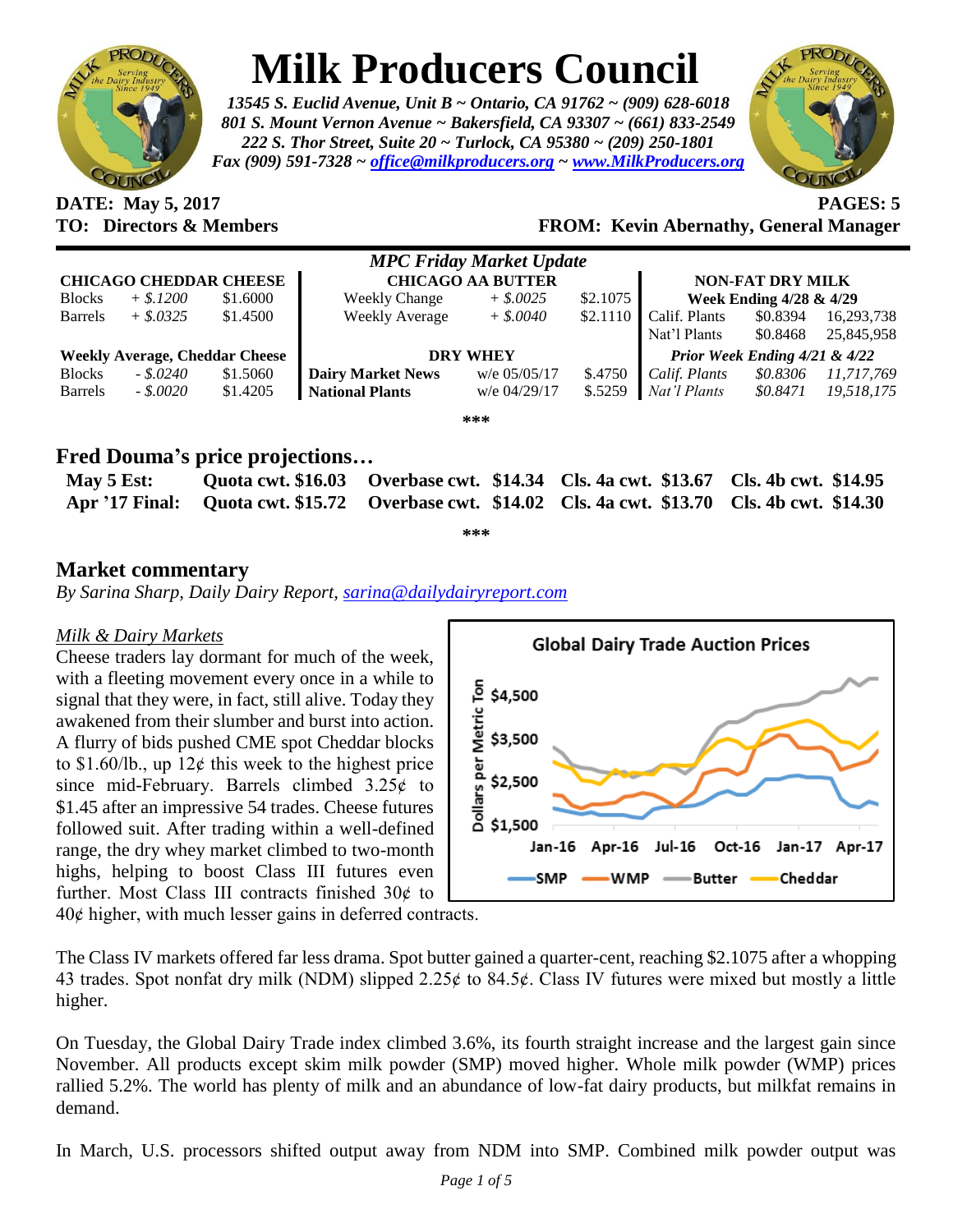# Milk Producers Council

*13545 S. Euclid Avenue, Unit B ~ Ontario, CA 91762 ~ (909) 628-6018*
*801 S. Mount Vernon Avenue ~ Bakersfield, CA 93307 ~ (661) 833-2549*
*222 S. Thor Street, Suite 20 ~ Turlock, CA 95380 ~ (209) 250-1801*
*Fax (909) 591-7328 ~ office@milkproducers.org ~ www.MilkProducers.org*

**DATE: May 5, 2017** **PAGES: 5**

**TO: Directors & Members** **FROM: Kevin Abernathy, General Manager**

*MPC Friday Market Update*

| CHICAGO CHEDDAR CHEESE | | | CHICAGO AA BUTTER | | | NON-FAT DRY MILK | | |
|---|---|---|---|---|---|---|---|---|
| Blocks | + $.1200 | $1.6000 | Weekly Change | + $.0025 | $2.1075 | Week Ending 4/28 & 4/29 | | |
| Barrels | + $.0325 | $1.4500 | Weekly Average | + $.0040 | $2.1110 | Calif. Plants | $0.8394 | 16,293,738 |
| | | | | | | Nat'l Plants | $0.8468 | 25,845,958 |
| **Weekly Average, Cheddar Cheese** | | | **DRY WHEY** | | | *Prior Week Ending 4/21 & 4/22* | | |
| Blocks | - $.0240 | $1.5060 | **Dairy Market News** | w/e 05/05/17 | $.4750 | *Calif. Plants* | *$0.8306* | *11,717,769* |
| Barrels | - $.0020 | $1.4205 | **National Plants** | w/e 04/29/17 | $.5259 | *Nat'l Plants* | *$0.8471* | *19,518,175* |

\*\*\*

## Fred Douma's price projections…

| | | | | |
|---|---|---|---|---|
| **May 5 Est:** | **Quota cwt. $16.03** | **Overbase cwt. $14.34** | **Cls. 4a cwt. $13.67** | **Cls. 4b cwt. $14.95** |
| **Apr '17 Final:** | **Quota cwt. $15.72** | **Overbase cwt. $14.02** | **Cls. 4a cwt. $13.70** | **Cls. 4b cwt. $14.30** |

\*\*\*

## Market commentary

*By Sarina Sharp, Daily Dairy Report, sarina@dailydairyreport.com*

*Milk & Dairy Markets*

Cheese traders lay dormant for much of the week, with a fleeting movement every once in a while to signal that they were, in fact, still alive. Today they awakened from their slumber and burst into action. A flurry of bids pushed CME spot Cheddar blocks to $1.60/lb., up 12¢ this week to the highest price since mid-February. Barrels climbed 3.25¢ to $1.45 after an impressive 54 trades. Cheese futures followed suit. After trading within a well-defined range, the dry whey market climbed to two-month highs, helping to boost Class III futures even further. Most Class III contracts finished 30¢ to 40¢ higher, with much lesser gains in deferred contracts.

The Class IV markets offered far less drama. Spot butter gained a quarter-cent, reaching $2.1075 after a whopping 43 trades. Spot nonfat dry milk (NDM) slipped 2.25¢ to 84.5¢. Class IV futures were mixed but mostly a little higher.

On Tuesday, the Global Dairy Trade index climbed 3.6%, its fourth straight increase and the largest gain since November. All products except skim milk powder (SMP) moved higher. Whole milk powder (WMP) prices rallied 5.2%. The world has plenty of milk and an abundance of low-fat dairy products, but milkfat remains in demand.

In March, U.S. processors shifted output away from NDM into SMP. Combined milk powder output was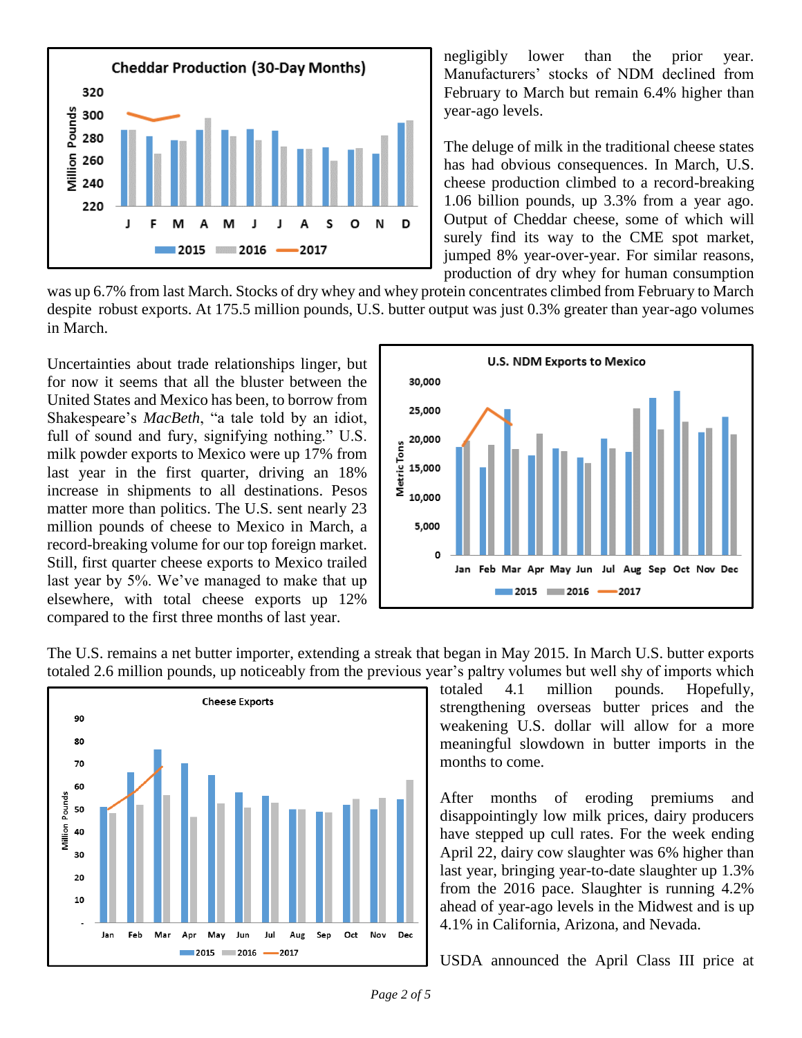negligibly lower than the prior year. Manufacturers' stocks of NDM declined from February to March but remain 6.4% higher than year-ago levels.

The deluge of milk in the traditional cheese states has had obvious consequences. In March, U.S. cheese production climbed to a record-breaking 1.06 billion pounds, up 3.3% from a year ago. Output of Cheddar cheese, some of which will surely find its way to the CME spot market, jumped 8% year-over-year. For similar reasons, production of dry whey for human consumption was up 6.7% from last March. Stocks of dry whey and whey protein concentrates climbed from February to March despite robust exports. At 175.5 million pounds, U.S. butter output was just 0.3% greater than year-ago volumes in March.

Uncertainties about trade relationships linger, but for now it seems that all the bluster between the United States and Mexico has been, to borrow from Shakespeare's *MacBeth*, "a tale told by an idiot, full of sound and fury, signifying nothing." U.S. milk powder exports to Mexico were up 17% from last year in the first quarter, driving an 18% increase in shipments to all destinations. Pesos matter more than politics. The U.S. sent nearly 23 million pounds of cheese to Mexico in March, a record-breaking volume for our top foreign market. Still, first quarter cheese exports to Mexico trailed last year by 5%. We've managed to make that up elsewhere, with total cheese exports up 12% compared to the first three months of last year.

The U.S. remains a net butter importer, extending a streak that began in May 2015. In March U.S. butter exports totaled 2.6 million pounds, up noticeably from the previous year's paltry volumes but well shy of imports which totaled 4.1 million pounds. Hopefully, strengthening overseas butter prices and the weakening U.S. dollar will allow for a more meaningful slowdown in butter imports in the months to come.

After months of eroding premiums and disappointingly low milk prices, dairy producers have stepped up cull rates. For the week ending April 22, dairy cow slaughter was 6% higher than last year, bringing year-to-date slaughter up 1.3% from the 2016 pace. Slaughter is running 4.2% ahead of year-ago levels in the Midwest and is up 4.1% in California, Arizona, and Nevada.

USDA announced the April Class III price at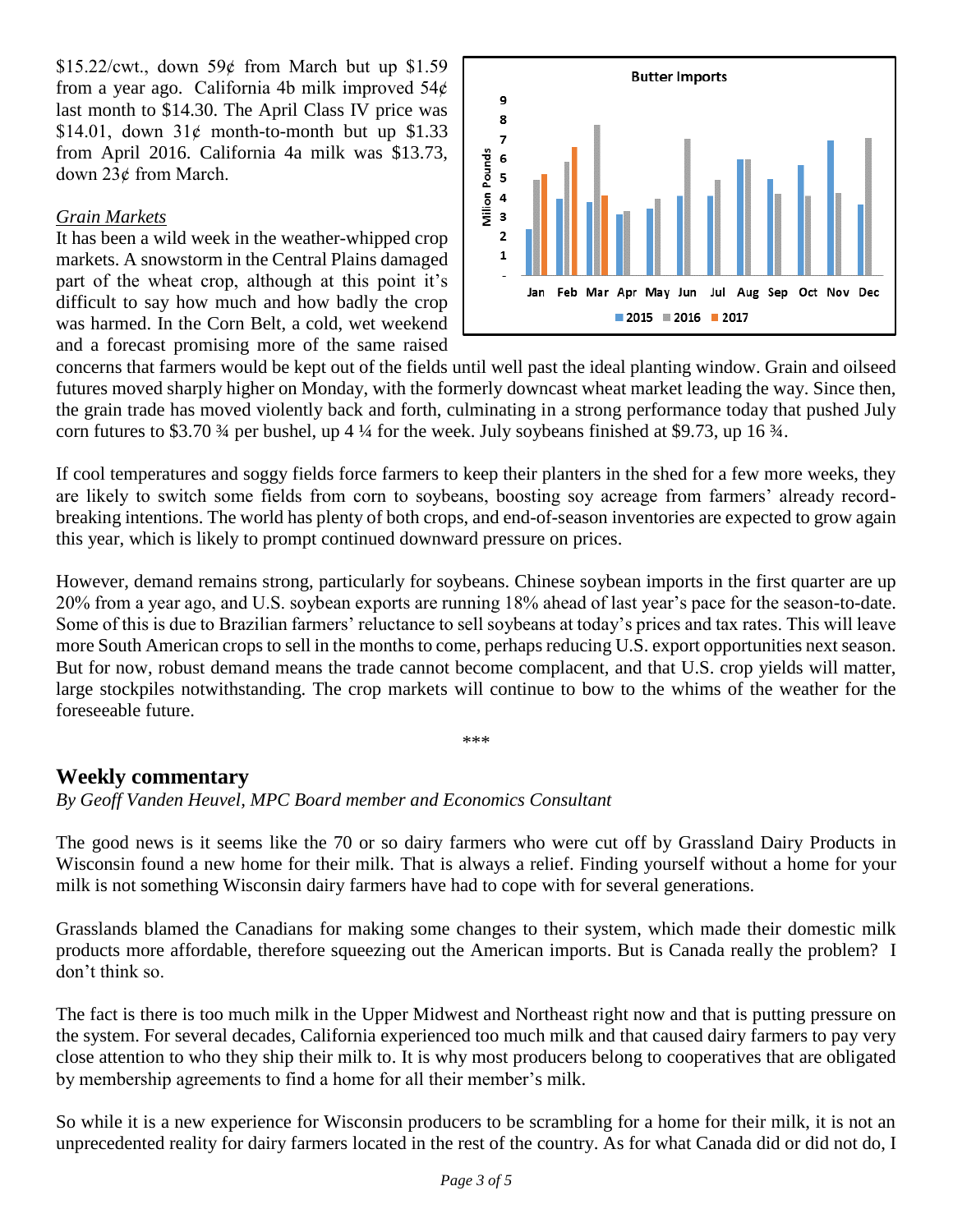$15.22/cwt., down 59¢ from March but up $1.59 from a year ago. California 4b milk improved 54¢ last month to $14.30. The April Class IV price was $14.01, down 31¢ month-to-month but up $1.33 from April 2016. California 4a milk was $13.73, down 23¢ from March.

*Grain Markets*

It has been a wild week in the weather-whipped crop markets. A snowstorm in the Central Plains damaged part of the wheat crop, although at this point it's difficult to say how much and how badly the crop was harmed. In the Corn Belt, a cold, wet weekend and a forecast promising more of the same raised concerns that farmers would be kept out of the fields until well past the ideal planting window. Grain and oilseed futures moved sharply higher on Monday, with the formerly downcast wheat market leading the way. Since then, the grain trade has moved violently back and forth, culminating in a strong performance today that pushed July corn futures to $3.70 ¾ per bushel, up 4 ¼ for the week. July soybeans finished at $9.73, up 16 ¾.

If cool temperatures and soggy fields force farmers to keep their planters in the shed for a few more weeks, they are likely to switch some fields from corn to soybeans, boosting soy acreage from farmers' already record-breaking intentions. The world has plenty of both crops, and end-of-season inventories are expected to grow again this year, which is likely to prompt continued downward pressure on prices.

However, demand remains strong, particularly for soybeans. Chinese soybean imports in the first quarter are up 20% from a year ago, and U.S. soybean exports are running 18% ahead of last year's pace for the season-to-date. Some of this is due to Brazilian farmers' reluctance to sell soybeans at today's prices and tax rates. This will leave more South American crops to sell in the months to come, perhaps reducing U.S. export opportunities next season. But for now, robust demand means the trade cannot become complacent, and that U.S. crop yields will matter, large stockpiles notwithstanding. The crop markets will continue to bow to the whims of the weather for the foreseeable future.

\*\*\*

## Weekly commentary

*By Geoff Vanden Heuvel, MPC Board member and Economics Consultant*

The good news is it seems like the 70 or so dairy farmers who were cut off by Grassland Dairy Products in Wisconsin found a new home for their milk. That is always a relief. Finding yourself without a home for your milk is not something Wisconsin dairy farmers have had to cope with for several generations.

Grasslands blamed the Canadians for making some changes to their system, which made their domestic milk products more affordable, therefore squeezing out the American imports. But is Canada really the problem? I don't think so.

The fact is there is too much milk in the Upper Midwest and Northeast right now and that is putting pressure on the system. For several decades, California experienced too much milk and that caused dairy farmers to pay very close attention to who they ship their milk to. It is why most producers belong to cooperatives that are obligated by membership agreements to find a home for all their member's milk.

So while it is a new experience for Wisconsin producers to be scrambling for a home for their milk, it is not an unprecedented reality for dairy farmers located in the rest of the country. As for what Canada did or did not do, I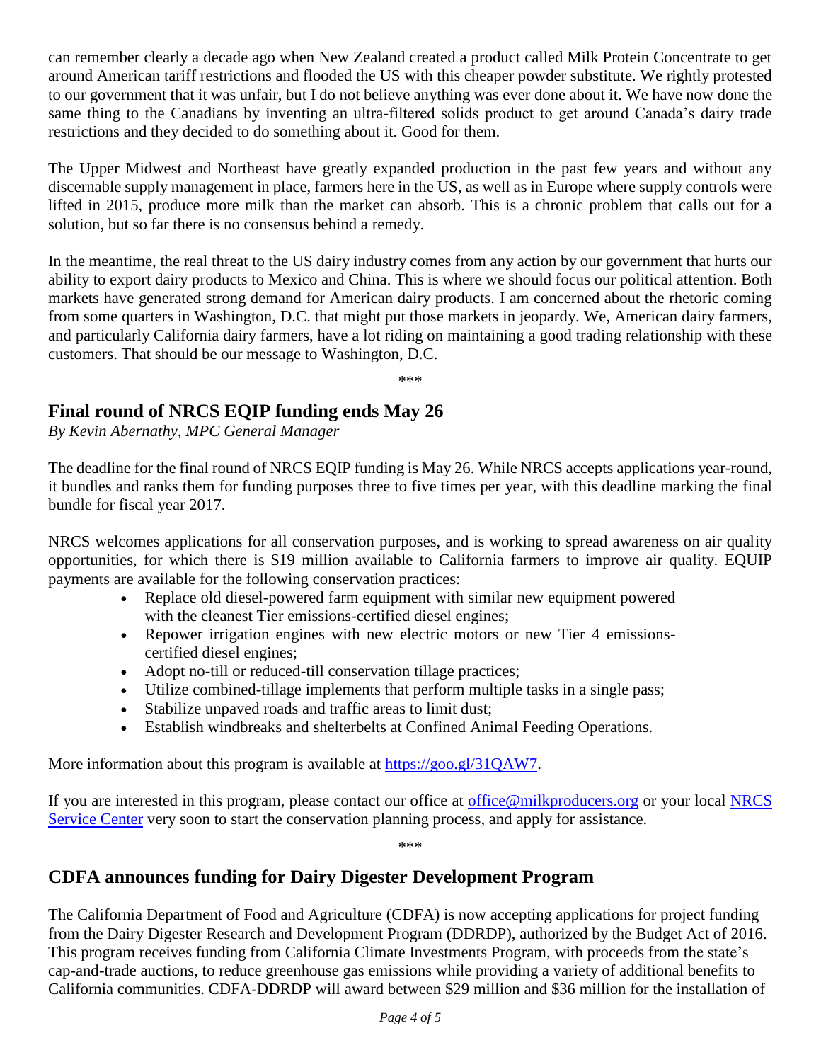can remember clearly a decade ago when New Zealand created a product called Milk Protein Concentrate to get around American tariff restrictions and flooded the US with this cheaper powder substitute. We rightly protested to our government that it was unfair, but I do not believe anything was ever done about it. We have now done the same thing to the Canadians by inventing an ultra-filtered solids product to get around Canada's dairy trade restrictions and they decided to do something about it. Good for them.

The Upper Midwest and Northeast have greatly expanded production in the past few years and without any discernable supply management in place, farmers here in the US, as well as in Europe where supply controls were lifted in 2015, produce more milk than the market can absorb. This is a chronic problem that calls out for a solution, but so far there is no consensus behind a remedy.

In the meantime, the real threat to the US dairy industry comes from any action by our government that hurts our ability to export dairy products to Mexico and China. This is where we should focus our political attention. Both markets have generated strong demand for American dairy products. I am concerned about the rhetoric coming from some quarters in Washington, D.C. that might put those markets in jeopardy. We, American dairy farmers, and particularly California dairy farmers, have a lot riding on maintaining a good trading relationship with these customers. That should be our message to Washington, D.C.

\*\*\*

## Final round of NRCS EQIP funding ends May 26

*By Kevin Abernathy, MPC General Manager*

The deadline for the final round of NRCS EQIP funding is May 26. While NRCS accepts applications year-round, it bundles and ranks them for funding purposes three to five times per year, with this deadline marking the final bundle for fiscal year 2017.

NRCS welcomes applications for all conservation purposes, and is working to spread awareness on air quality opportunities, for which there is $19 million available to California farmers to improve air quality. EQUIP payments are available for the following conservation practices:

- Replace old diesel-powered farm equipment with similar new equipment powered with the cleanest Tier emissions-certified diesel engines;
- Repower irrigation engines with new electric motors or new Tier 4 emissions-certified diesel engines;
- Adopt no-till or reduced-till conservation tillage practices;
- Utilize combined-tillage implements that perform multiple tasks in a single pass;
- Stabilize unpaved roads and traffic areas to limit dust;
- Establish windbreaks and shelterbelts at Confined Animal Feeding Operations.

More information about this program is available at https://goo.gl/31QAW7.

If you are interested in this program, please contact our office at office@milkproducers.org or your local NRCS Service Center very soon to start the conservation planning process, and apply for assistance.

\*\*\*

## CDFA announces funding for Dairy Digester Development Program

The California Department of Food and Agriculture (CDFA) is now accepting applications for project funding from the Dairy Digester Research and Development Program (DDRDP), authorized by the Budget Act of 2016. This program receives funding from California Climate Investments Program, with proceeds from the state's cap-and-trade auctions, to reduce greenhouse gas emissions while providing a variety of additional benefits to California communities. CDFA-DDRDP will award between $29 million and $36 million for the installation of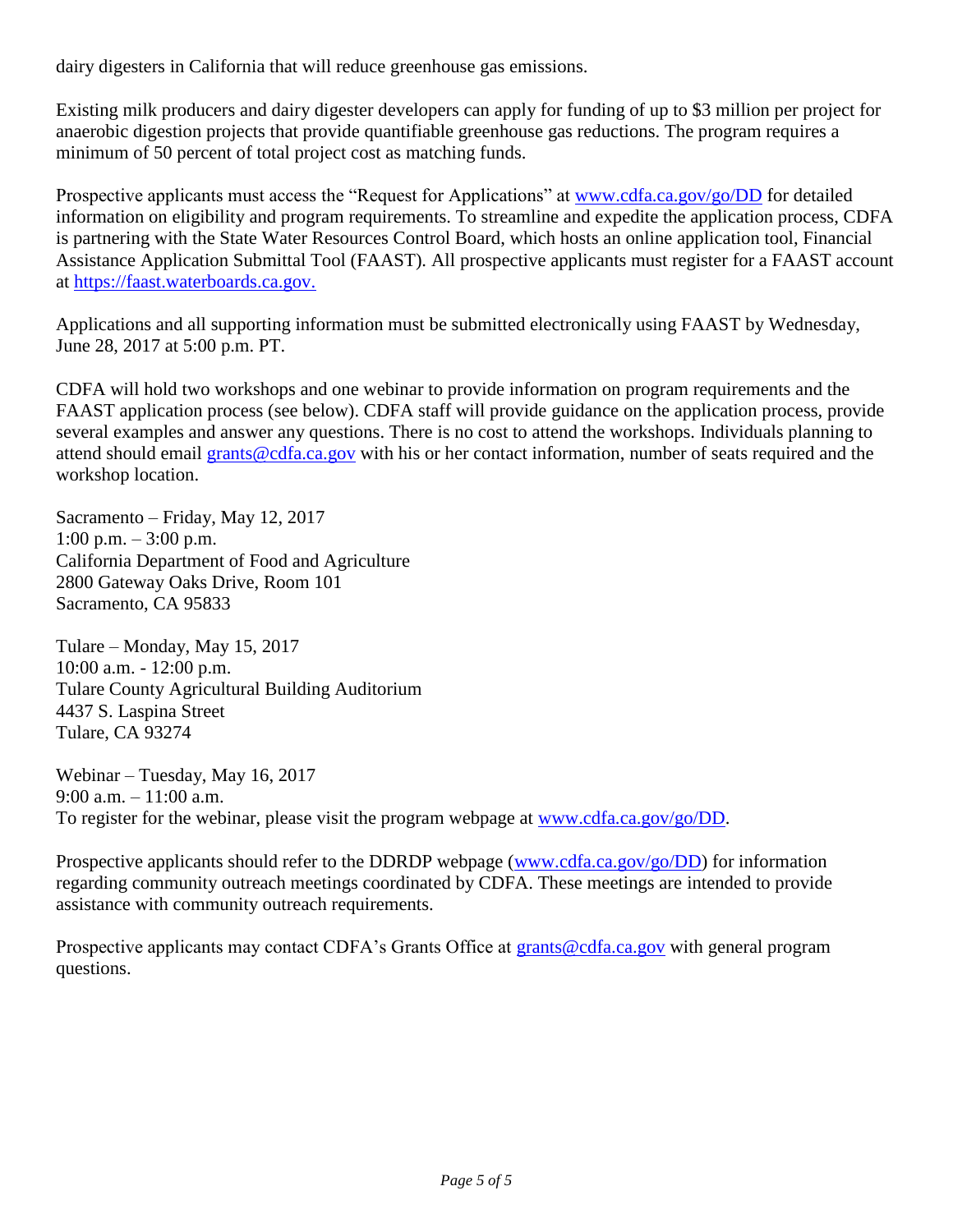dairy digesters in California that will reduce greenhouse gas emissions.

Existing milk producers and dairy digester developers can apply for funding of up to $3 million per project for anaerobic digestion projects that provide quantifiable greenhouse gas reductions. The program requires a minimum of 50 percent of total project cost as matching funds.

Prospective applicants must access the "Request for Applications" at www.cdfa.ca.gov/go/DD for detailed information on eligibility and program requirements. To streamline and expedite the application process, CDFA is partnering with the State Water Resources Control Board, which hosts an online application tool, Financial Assistance Application Submittal Tool (FAAST). All prospective applicants must register for a FAAST account at https://faast.waterboards.ca.gov.

Applications and all supporting information must be submitted electronically using FAAST by Wednesday, June 28, 2017 at 5:00 p.m. PT.

CDFA will hold two workshops and one webinar to provide information on program requirements and the FAAST application process (see below). CDFA staff will provide guidance on the application process, provide several examples and answer any questions. There is no cost to attend the workshops. Individuals planning to attend should email grants@cdfa.ca.gov with his or her contact information, number of seats required and the workshop location.

Sacramento – Friday, May 12, 2017
1:00 p.m. – 3:00 p.m.
California Department of Food and Agriculture
2800 Gateway Oaks Drive, Room 101
Sacramento, CA 95833

Tulare – Monday, May 15, 2017
10:00 a.m. - 12:00 p.m.
Tulare County Agricultural Building Auditorium
4437 S. Laspina Street
Tulare, CA 93274

Webinar – Tuesday, May 16, 2017
9:00 a.m. – 11:00 a.m.
To register for the webinar, please visit the program webpage at www.cdfa.ca.gov/go/DD.

Prospective applicants should refer to the DDRDP webpage (www.cdfa.ca.gov/go/DD) for information regarding community outreach meetings coordinated by CDFA. These meetings are intended to provide assistance with community outreach requirements.

Prospective applicants may contact CDFA's Grants Office at grants@cdfa.ca.gov with general program questions.